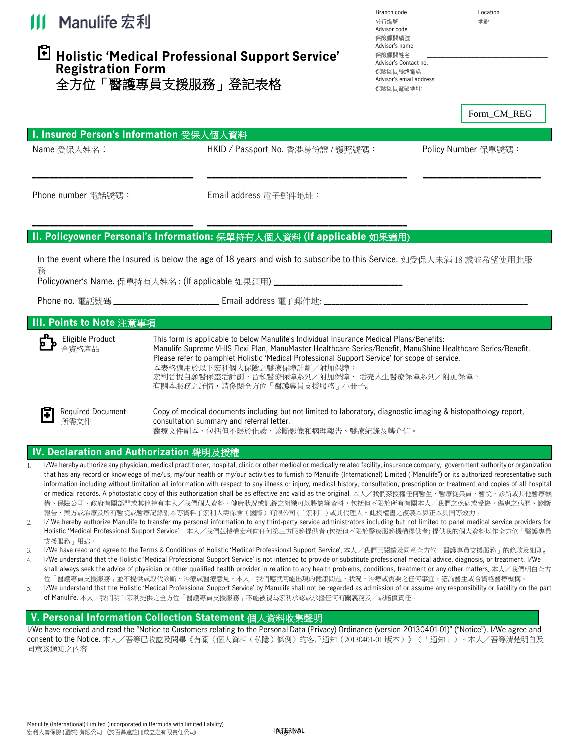Manulife 宏利

| | |
|---|---|
| Branch code 分行編號 ____________ | Location 地點 ____________ |
| Advisor code 保險顧問編號 ____________ | |
| Advisor's name 保險顧問姓名 ____________ | |
| Advisor's Contact no. 保險顧問聯絡電話 ____________ | |
| Advisor's email address: 保險顧問電郵地址: ____________ | |

# Holistic 'Medical Professional Support Service' Registration Form
# 全方位「醫護專員支援服務」登記表格

Form_CM_REG

## I. Insured Person's Information 受保人個人資料

| Name 受保人姓名： | HKID / Passport No. 香港身份證 / 護照號碼： | Policy Number 保單號碼： |
|---|---|---|
| ____________ | ____________ | ____________ |
| Phone number 電話號碼： | Email address 電子郵件地址： | |
| ____________ | ____________ | |

## II. Policyowner Personal's Information: 保單持有人個人資料 (If applicable 如果適用)

In the event where the Insured is below the age of 18 years and wish to subscribe to this Service. 如受保人未滿 18 歲並希望使用此服務

Policyowner's Name. 保單持有人姓名 : (If applicable 如果適用) ____________

Phone no. 電話號碼 ____________ Email address 電子郵件地址: ____________

## III. Points to Note 注意事項

| | |
|---|---|
| Eligible Product 合資格產品 | This form is applicable to below Manulife's Individual Insurance Medical Plans/Benefits:<br>Manulife Supreme VHIS Flexi Plan, ManuMaster Healthcare Series/Benefit, ManuShine Healthcare Series/Benefit.<br>Please refer to pamphlet Holistic 'Medical Professional Support Service' for scope of service.<br>本表格適用於以下宏利個人保險之醫療保障計劃／附加保障：<br>宏利晉悅自願醫保靈活計劃、晉領醫療保障系列／附加保障、活亮人生醫療保障系列／附加保障。<br>有關本服務之詳情，請參閱全方位「醫護專員支援服務」小冊子。 |
| Required Document 所需文件 | Copy of medical documents including but not limited to laboratory, diagnostic imaging & histopathology report, consultation summary and referral letter.<br>醫療文件副本、包括但不限於化驗、診斷影像和病理報告、醫療紀錄及轉介信。 |

## IV. Declaration and Authorization 聲明及授權

1. I/We hereby authorize any physician, medical practitioner, hospital, clinic or other medical or medically related facility, insurance company, government authority or organization that has any record or knowledge of me/us, my/our health or my/our activities to furnish to Manulife (International) Limited ("Manulife") or its authorized representative such information including without limitation all information with respect to any illness or injury, medical history, consultation, prescription or treatment and copies of all hospital or medical records. A photostatic copy of this authorization shall be as effective and valid as the original. 本人／我們茲授權任何醫生、醫療從業員、醫院、診所或其他醫療機構、保險公司、政府有關部門或其他持有本人／我們個人資料、健康狀況或記錄之組織可以將該等資料，包括但不限於所有有關本人／我們之疾病或受傷，傷患之病歷、診斷報告、藥方或治療及所有醫院或醫療記錄副本等資料予宏利人壽保險（國際）有限公司（"宏利"）或其代理人。此授權書之複製本與正本具同等效力。
2. I/ We hereby authorize Manulife to transfer my personal information to any third-party service administrators including but not limited to panel medical service providers for Holistic 'Medical Professional Support Service'. 本人／我們茲授權宏利向任何第三方服務提供者 (包括但不限於醫療服務機構提供者) 提供我的個人資料以作全方位「醫護專員支援服務」用途。
3. I/We have read and agree to the Terms & Conditions of Holistic 'Medical Professional Support Service'. 本人／我們已閱讀及同意全方位「醫護專員支援服務」的條款及細則。
4. I/We understand that the Holistic 'Medical Professional Support Service' is not intended to provide or substitute professional medical advice, diagnosis, or treatment. I/We shall always seek the advice of physician or other qualified health provider in relation to any health problems, conditions, treatment or any other matters. 本人／我們明白全方位「醫護專員支援服務」並不提供或取代診斷、治療或醫療意見。本人／我們應就可能出現的健康問題、狀況、治療或需要之任何事宜，諮詢醫生或合資格醫療機構。
5. I/We understand that the Holistic 'Medical Professional Support Service' by Manulife shall not be regarded as admission of or assume any responsibility or liability on the part of Manulife. 本人／我們明白宏利提供之全方位「醫護專員支援服務」不能被視為宏利承認或承擔任何有關義務及／或賠償責任。

## V. Personal Information Collection Statement 個人資料收集聲明

I/We have received and read the "Notice to Customers relating to the Personal Data (Privacy) Ordinance (version 20130401-01)" ("Notice"). I/We agree and consent to the Notice. 本人／吾等已收訖及閱畢《有關〈個人資料（私隱）條例〉的客戶通知（20130401-01 版本）》（「通知」）。本人／吾等清楚明白及同意該通知之內容

Manulife (International) Limited (Incorporated in Bermuda with limited liability)
宏利人壽保險 (國際) 有限公司 （於百慕達註冊成立之有限責任公司)

INTERNAL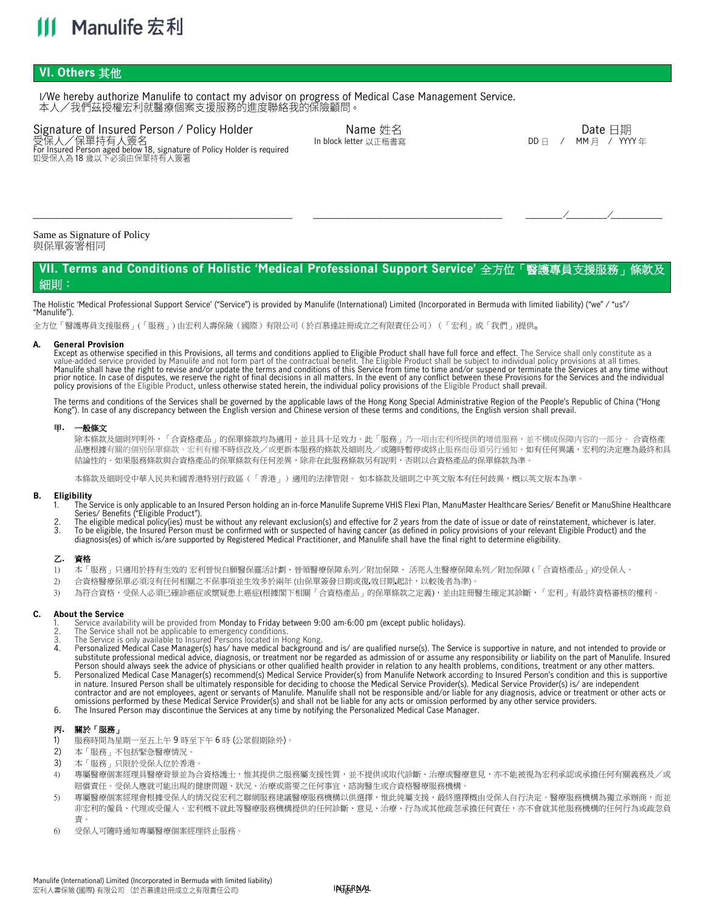Manulife 宏利

## VI. Others 其他

I/We hereby authorize Manulife to contact my advisor on progress of Medical Case Management Service.
本人／我們茲授權宏利就醫療個案支援服務的進度聯絡我的保險顧問。

| Signature of Insured Person / Policy Holder 受保人／保單持有人簽名 For Insured Person aged below 18, signature of Policy Holder is required 如受保人為 18 歲以下必須由保單持有人簽署 | Name 姓名 In block letter 以正楷書寫 | Date 日期 DD 日 / MM 月 / YYYY 年 |
|---|---|---|
| ____________________ | ____________________ | ______/______/______ |

Same as Signature of Policy
與保單簽署相同

## VII. Terms and Conditions of Holistic 'Medical Professional Support Service' 全方位「醫護專員支援服務」條款及細則：

The Holistic 'Medical Professional Support Service' ("Service") is provided by Manulife (International) Limited (Incorporated in Bermuda with limited liability) ("we" / "us"/ "Manulife").

全方位「醫護專員支援服務」(「服務」) 由宏利人壽保險（國際）有限公司（於百慕達註冊成立之有限責任公司）（「宏利」或「我們」)提供。

### A. General Provision

Except as otherwise specified in this Provisions, all terms and conditions applied to Eligible Product shall have full force and effect. The Service shall only constitute as a value-added service provided by Manulife and not form part of the contractual benefit. The Eligible Product shall be subject to individual policy provisions at all times. Manulife shall have the right to revise and/or update the terms and conditions of this Service from time to time and/or suspend or terminate the Services at any time without prior notice. In case of disputes, we reserve the right of final decisions in all matters. In the event of any conflict between these Provisions for the Services and the individual policy provisions of the Eligible Product, unless otherwise stated herein, the individual policy provisions of the Eligible Product shall prevail.

The terms and conditions of the Services shall be governed by the applicable laws of the Hong Kong Special Administrative Region of the People's Republic of China ("Hong Kong"). In case of any discrepancy between the English version and Chinese version of these terms and conditions, the English version shall prevail.

#### 甲. 一般條文

除本條款及細則列明外，「合資格產品」的保單條款均為適用，並且具十足效力。此「服務」乃一項由宏利所提供的增值服務，並不構成保障內容的一部分。 合資格產品應根據有關的個別保單條款。宏利有權不時修改及／或更新本服務的條款及細則及／或隨時暫停或終止服務而毋須另行通知。如有任何異議，宏利的決定應為最終和具結論性的。如果服務條款與合資格產品的保單條款有任何差異，除非在此服務條款另有說明，否則以合資格產品的保單條款為準。

本條款及細則受中華人民共和國香港特別行政區（「香港」）適用的法律管限。 如本條款及細則之中英文版本有任何歧異，概以英文版本為準。

### B. Eligibility

1. The Service is only applicable to an Insured Person holding an in-force Manulife Supreme VHIS Flexi Plan, ManuMaster Healthcare Series/ Benefit or ManuShine Healthcare Series/ Benefits ("Eligible Product").
2. The eligible medical policy(ies) must be without any relevant exclusion(s) and effective for 2 years from the date of issue or date of reinstatement, whichever is later.
3. To be eligible, the Insured Person must be confirmed with or suspected of having cancer (as defined in policy provisions of your relevant Eligible Product) and the diagnosis(es) of which is/are supported by Registered Medical Practitioner, and Manulife shall have the final right to determine eligibility.

#### 乙. 資格

1) 本「服務」只適用於持有生效的 宏利晉悅自願醫保靈活計劃、晉領醫療保障系列／附加保障、 活亮人生醫療保障系列／附加保障 (「合資格產品」)的受保人。
2) 合資格醫療保單必須沒有任何相關之不保事項並生效多於兩年 (由保單簽發日期或復效日期起計，以較後者為準)。
3) 為符合資格，受保人必須已確診癌症或懷疑患上癌症(根據閣下相關「合資格產品」的保單條款之定義)，並由註冊醫生確定其診斷，「宏利」有最終資格審核的權利。

### C. About the Service

1. Service availability will be provided from Monday to Friday between 9:00 am-6:00 pm (except public holidays).
2. The Service shall not be applicable to emergency conditions.
3. The Service is only available to Insured Persons located in Hong Kong.
4. Personalized Medical Case Manager(s) has/ have medical background and is/ are qualified nurse(s). The Service is supportive in nature, and not intended to provide or substitute professional medical advice, diagnosis, or treatment nor be regarded as admission of or assume any responsibility or liability on the part of Manulife. Insured Person should always seek the advice of physicians or other qualified health provider in relation to any health problems, conditions, treatment or any other matters.
5. Personalized Medical Case Manager(s) recommend(s) Medical Service Provider(s) from Manulife Network according to Insured Person's condition and this is supportive in nature. Insured Person shall be ultimately responsible for deciding to choose the Medical Service Provider(s). Medical Service Provider(s) is/ are independent contractor and are not employees, agent or servants of Manulife. Manulife shall not be responsible and/or liable for any diagnosis, advice or treatment or other acts or omissions performed by these Medical Service Provider(s) and shall not be liable for any acts or omission performed by any other service providers.
6. The Insured Person may discontinue the Services at any time by notifying the Personalized Medical Case Manager.

#### 丙. 關於「服務」

1) 服務時間為星期一至五上午 9 時至下午 6 時 (公眾假期除外)。
2) 本「服務」不包括緊急醫療情況。
3) 本「服務」只限於受保人位於香港。
4) 專屬醫療個案經理具醫療背景並為合資格護士，惟其提供之服務屬支援性質，並不提供或取代診斷、治療或醫療意見，亦不能被視為宏利承認或承擔任何有關義務及／或賠償責任。受保人應就可能出現的健康問題、狀況、治療或需要之任何事宜，諮詢醫生或合資格醫療服務機構。
5) 專屬醫療個案經理會根據受保人的情況從宏利之聯網服務建議醫療服務機構以供選擇，惟此純屬支援，最終選擇概由受保人自行決定。醫療服務機構為獨立承辦商，而並非宏利的僱員、代理或受僱人。宏利概不就此等醫療服務機構提供的任何診斷、意見、治療、行為或其他疏忽承擔任何責任，亦不會就其他服務機構的任何行為或疏忽負責。
6) 受保人可隨時通知專屬醫療個案經理終止服務。

Manulife (International) Limited (Incorporated in Bermuda with limited liability)
宏利人壽保險 (國際) 有限公司 （於百慕達註冊成立之有限責任公司）